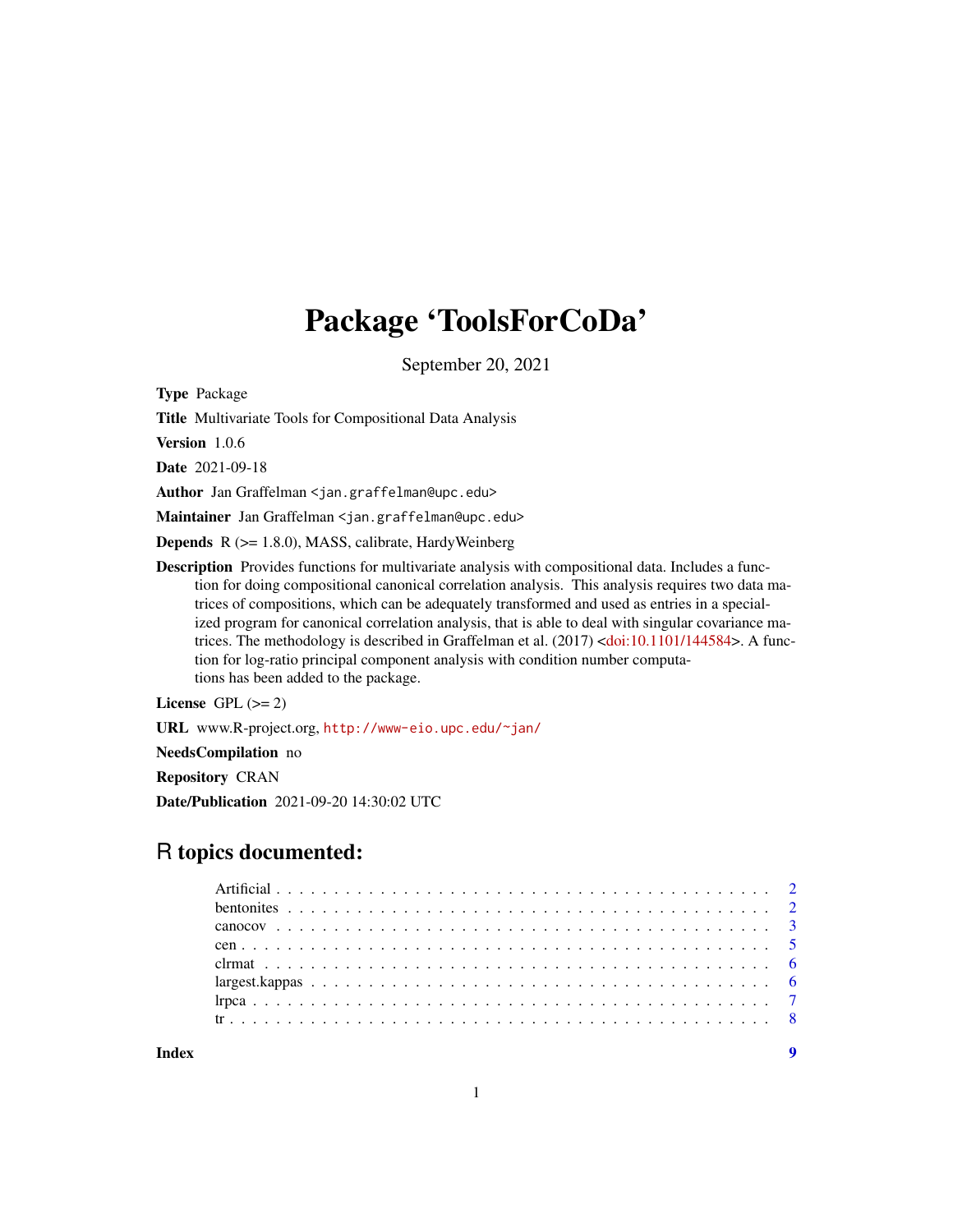# Package 'ToolsForCoDa'

September 20, 2021

**Type** Package

**Title** Multivariate Tools for Compositional Data Analysis

**Version** 1.0.6

**Date** 2021-09-18

**Author** Jan Graffelman <jan.graffelman@upc.edu>

**Maintainer** Jan Graffelman <jan.graffelman@upc.edu>

**Depends** R (>= 1.8.0), MASS, calibrate, HardyWeinberg

**Description** Provides functions for multivariate analysis with compositional data. Includes a function for doing compositional canonical correlation analysis. This analysis requires two data matrices of compositions, which can be adequately transformed and used as entries in a specialized program for canonical correlation analysis, that is able to deal with singular covariance matrices. The methodology is described in Graffelman et al. (2017) <doi:10.1101/144584>. A function for log-ratio principal component analysis with condition number computations has been added to the package.

**License** GPL (>= 2)

**URL** www.R-project.org, http://www-eio.upc.edu/~jan/

**NeedsCompilation** no

**Repository** CRAN

**Date/Publication** 2021-09-20 14:30:02 UTC

## R topics documented:

| | |
|---|---|
| Artificial | 2 |
| bentonites | 2 |
| canocov | 3 |
| cen | 5 |
| clrmat | 6 |
| largest.kappas | 6 |
| lrpca | 7 |
| tr | 8 |
| **Index** | **9** |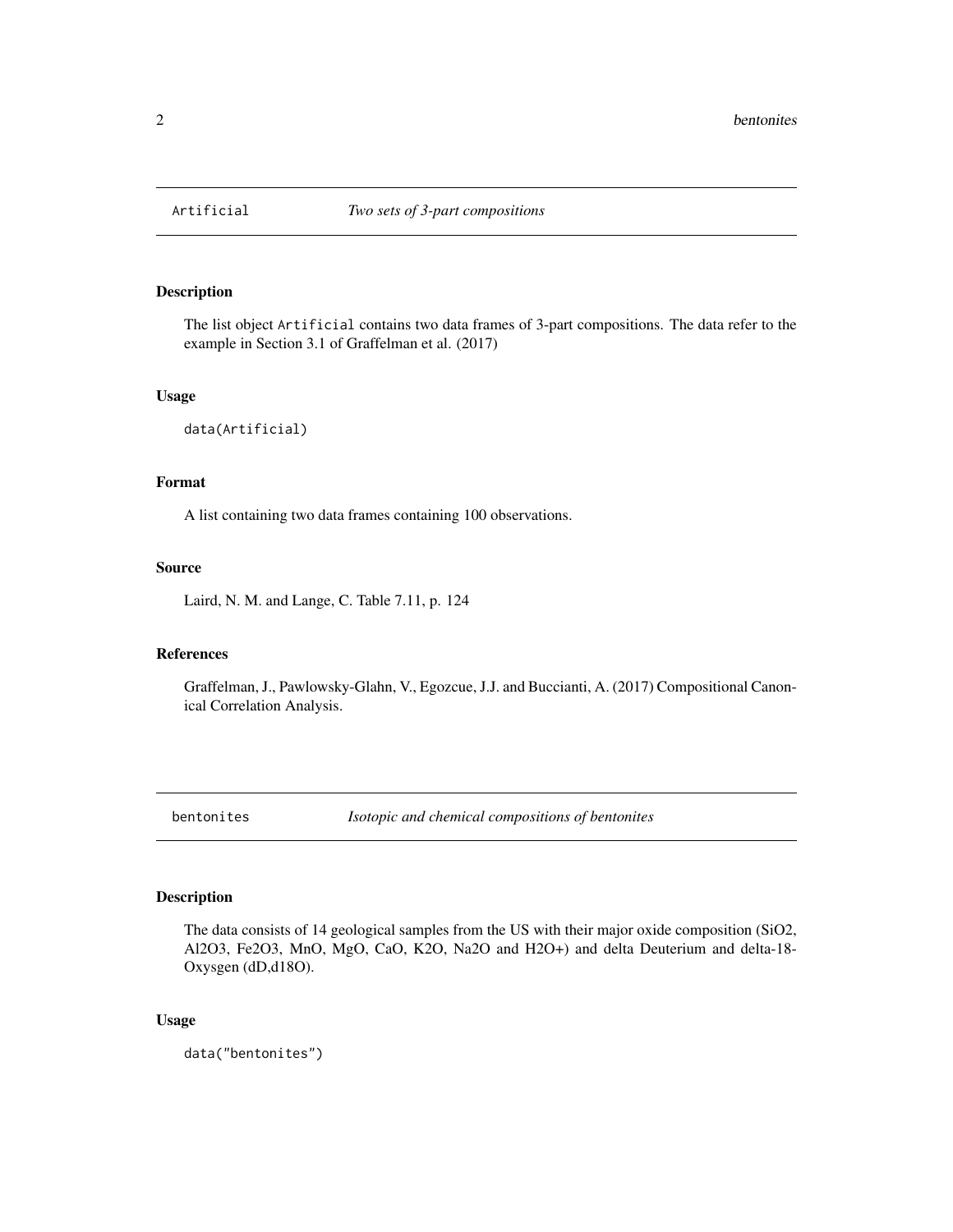## Artificial — *Two sets of 3-part compositions*

### Description

The list object `Artificial` contains two data frames of 3-part compositions. The data refer to the example in Section 3.1 of Graffelman et al. (2017)

### Usage

```
data(Artificial)
```

### Format

A list containing two data frames containing 100 observations.

### Source

Laird, N. M. and Lange, C. Table 7.11, p. 124

### References

Graffelman, J., Pawlowsky-Glahn, V., Egozcue, J.J. and Buccianti, A. (2017) Compositional Canonical Correlation Analysis.

## bentonites — *Isotopic and chemical compositions of bentonites*

### Description

The data consists of 14 geological samples from the US with their major oxide composition ($SiO_2$, $Al_2O_3$, $Fe_2O_3$, MnO, MgO, CaO, $K_2O$, $Na_2O$ and $H_2O$+) and delta Deuterium and delta-18-Oxysgen (dD,d18O).

### Usage

```
data("bentonites")
```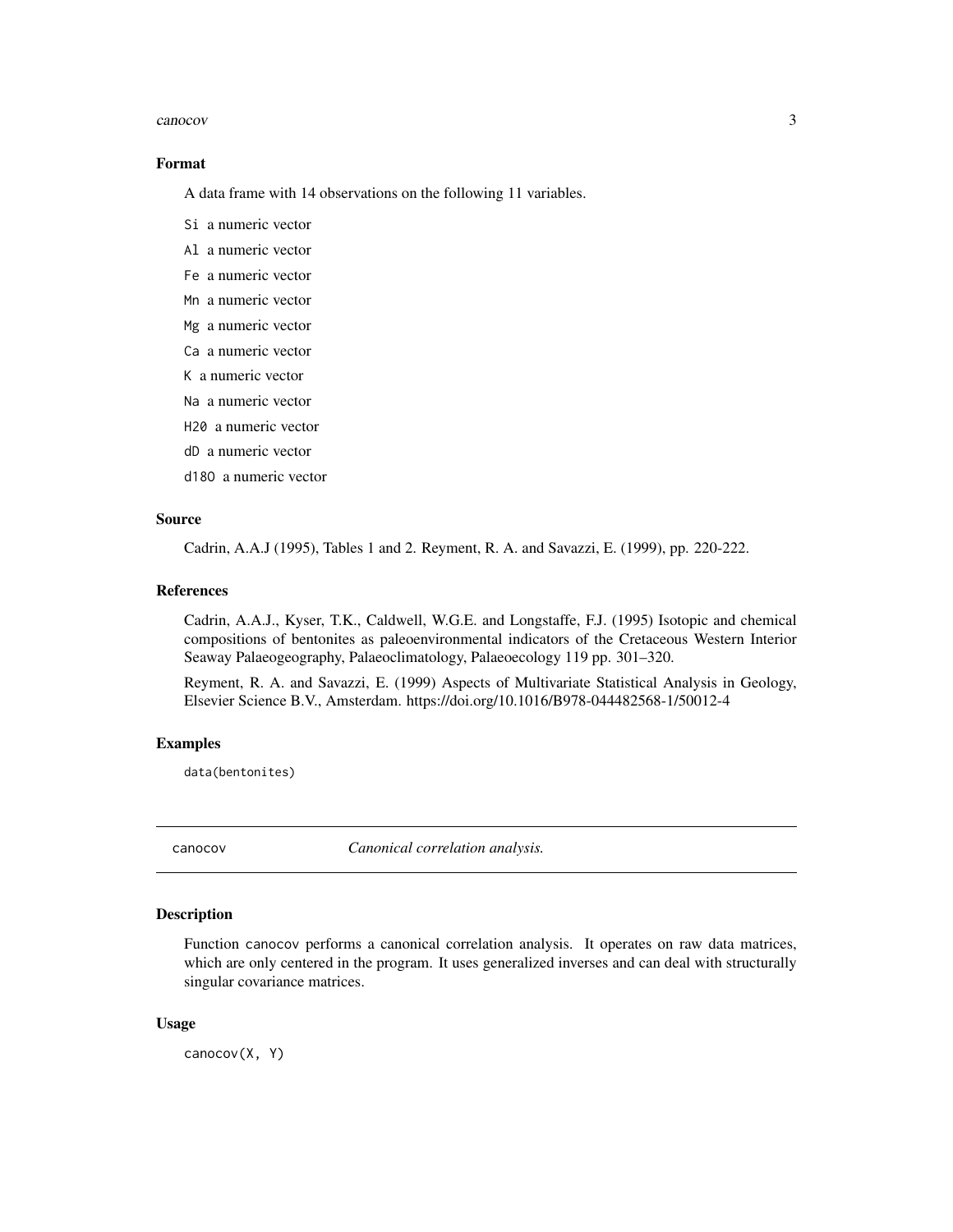### Format

A data frame with 14 observations on the following 11 variables.

- `Si` a numeric vector
- `Al` a numeric vector
- `Fe` a numeric vector
- `Mn` a numeric vector
- `Mg` a numeric vector
- `Ca` a numeric vector
- `K` a numeric vector
- `Na` a numeric vector
- `H20` a numeric vector
- `dD` a numeric vector
- `d18O` a numeric vector

### Source

Cadrin, A.A.J (1995), Tables 1 and 2. Reyment, R. A. and Savazzi, E. (1999), pp. 220-222.

### References

Cadrin, A.A.J., Kyser, T.K., Caldwell, W.G.E. and Longstaffe, F.J. (1995) Isotopic and chemical compositions of bentonites as paleoenvironmental indicators of the Cretaceous Western Interior Seaway Palaeogeography, Palaeoclimatology, Palaeoecology 119 pp. 301–320.

Reyment, R. A. and Savazzi, E. (1999) Aspects of Multivariate Statistical Analysis in Geology, Elsevier Science B.V., Amsterdam. https://doi.org/10.1016/B978-044482568-1/50012-4

### Examples

```
data(bentonites)
```

---

## canocov — *Canonical correlation analysis.*

---

### Description

Function canocov performs a canonical correlation analysis. It operates on raw data matrices, which are only centered in the program. It uses generalized inverses and can deal with structurally singular covariance matrices.

### Usage

```
canocov(X, Y)
```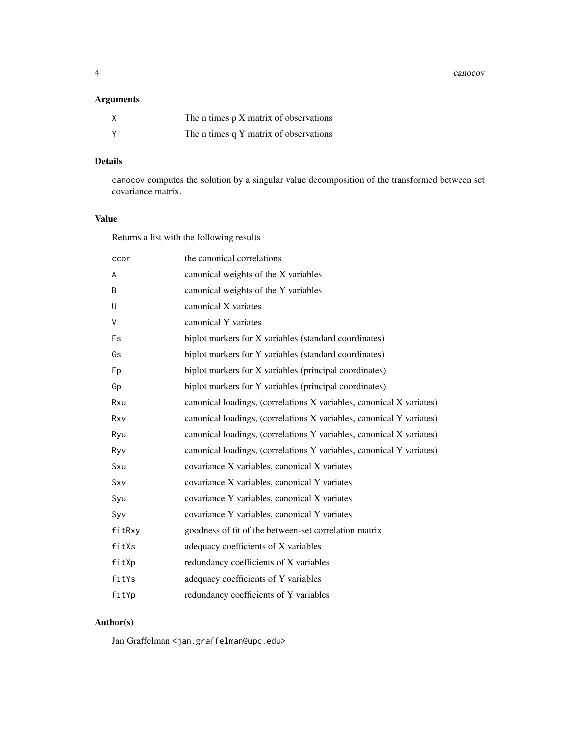### Arguments

| | |
|---|---|
| `X` | The n times p X matrix of observations |
| `Y` | The n times q Y matrix of observations |

### Details

`canocov` computes the solution by a singular value decomposition of the transformed between set covariance matrix.

### Value

Returns a list with the following results

| | |
|---|---|
| `ccor` | the canonical correlations |
| `A` | canonical weights of the X variables |
| `B` | canonical weights of the Y variables |
| `U` | canonical X variates |
| `V` | canonical Y variates |
| `Fs` | biplot markers for X variables (standard coordinates) |
| `Gs` | biplot markers for Y variables (standard coordinates) |
| `Fp` | biplot markers for X variables (principal coordinates) |
| `Gp` | biplot markers for Y variables (principal coordinates) |
| `Rxu` | canonical loadings, (correlations X variables, canonical X variates) |
| `Rxv` | canonical loadings, (correlations X variables, canonical Y variates) |
| `Ryu` | canonical loadings, (correlations Y variables, canonical X variates) |
| `Ryv` | canonical loadings, (correlations Y variables, canonical Y variates) |
| `Sxu` | covariance X variables, canonical X variates |
| `Sxv` | covariance X variables, canonical Y variates |
| `Syu` | covariance Y variables, canonical X variates |
| `Syv` | covariance Y variables, canonical Y variates |
| `fitRxy` | goodness of fit of the between-set correlation matrix |
| `fitXs` | adequacy coefficients of X variables |
| `fitXp` | redundancy coefficients of X variables |
| `fitYs` | adequacy coefficients of Y variables |
| `fitYp` | redundancy coefficients of Y variables |

### Author(s)

Jan Graffelman <jan.graffelman@upc.edu>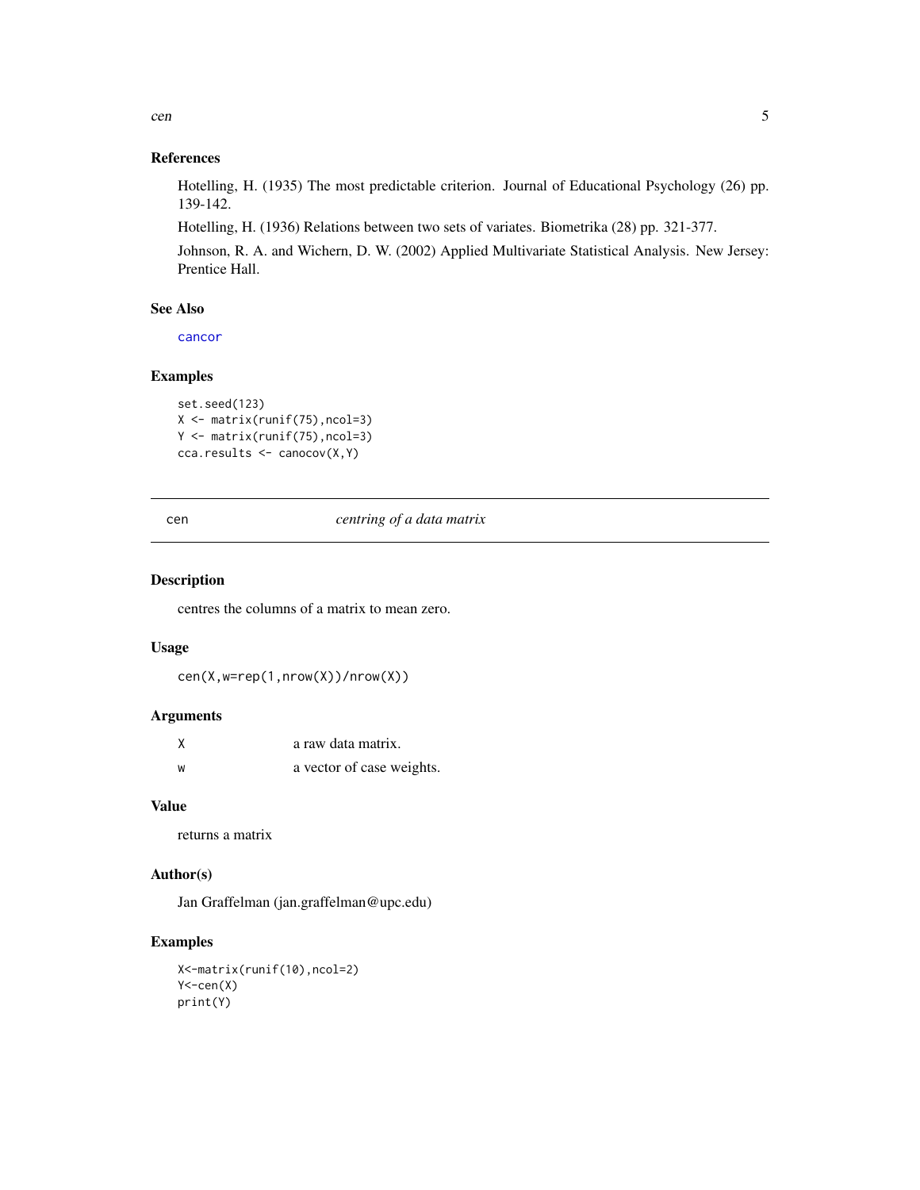## References

Hotelling, H. (1935) The most predictable criterion. Journal of Educational Psychology (26) pp. 139-142.

Hotelling, H. (1936) Relations between two sets of variates. Biometrika (28) pp. 321-377.

Johnson, R. A. and Wichern, D. W. (2002) Applied Multivariate Statistical Analysis. New Jersey: Prentice Hall.

## See Also

cancor

## Examples

```
set.seed(123)
X <- matrix(runif(75),ncol=3)
Y <- matrix(runif(75),ncol=3)
cca.results <- canocov(X,Y)
```

---

# cen — *centring of a data matrix*

## Description

centres the columns of a matrix to mean zero.

## Usage

```
cen(X,w=rep(1,nrow(X))/nrow(X))
```

## Arguments

| | |
|---|---|
| X | a raw data matrix. |
| w | a vector of case weights. |

## Value

returns a matrix

## Author(s)

Jan Graffelman (jan.graffelman@upc.edu)

## Examples

```
X<-matrix(runif(10),ncol=2)
Y<-cen(X)
print(Y)
```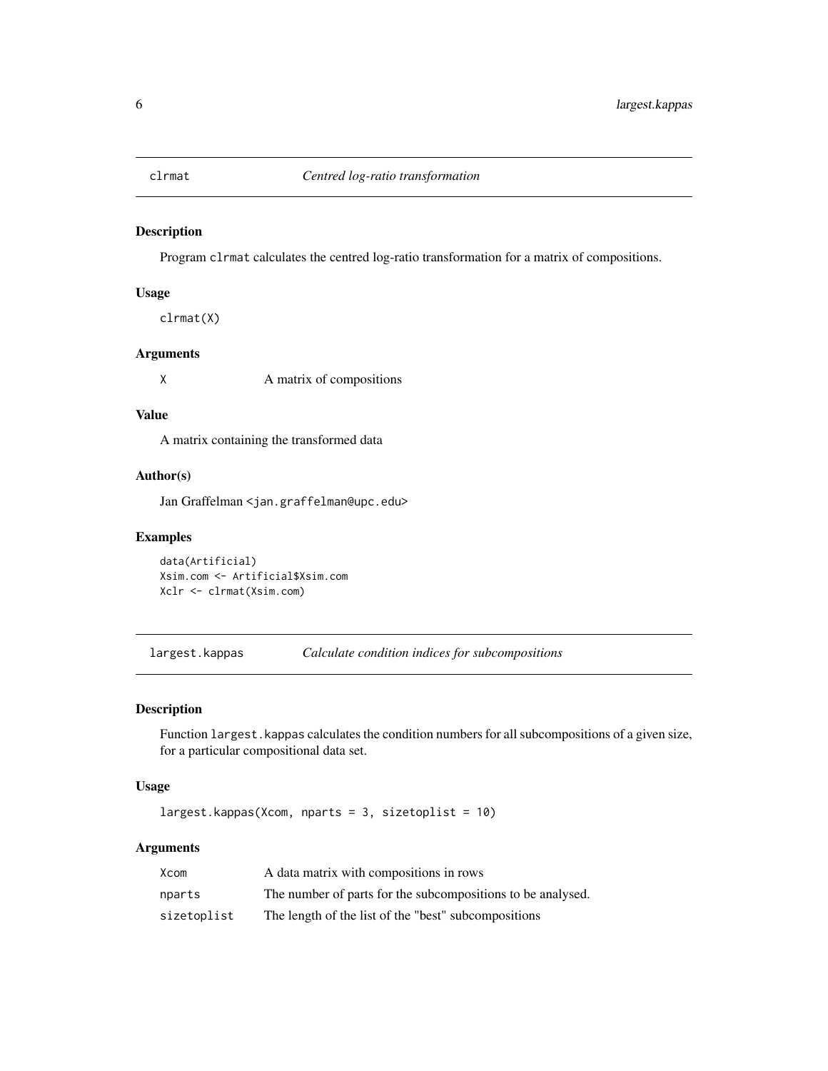## clrmat *Centred log-ratio transformation*

### Description

Program `clrmat` calculates the centred log-ratio transformation for a matrix of compositions.

### Usage

```
clrmat(X)
```

### Arguments

| | |
|---|---|
| X | A matrix of compositions |

### Value

A matrix containing the transformed data

### Author(s)

Jan Graffelman <jan.graffelman@upc.edu>

### Examples

```
data(Artificial)
Xsim.com <- Artificial$Xsim.com
Xclr <- clrmat(Xsim.com)
```

## largest.kappas *Calculate condition indices for subcompositions*

### Description

Function `largest.kappas` calculates the condition numbers for all subcompositions of a given size, for a particular compositional data set.

### Usage

```
largest.kappas(Xcom, nparts = 3, sizetoplist = 10)
```

### Arguments

| | |
|---|---|
| Xcom | A data matrix with compositions in rows |
| nparts | The number of parts for the subcompositions to be analysed. |
| sizetoplist | The length of the list of the "best" subcompositions |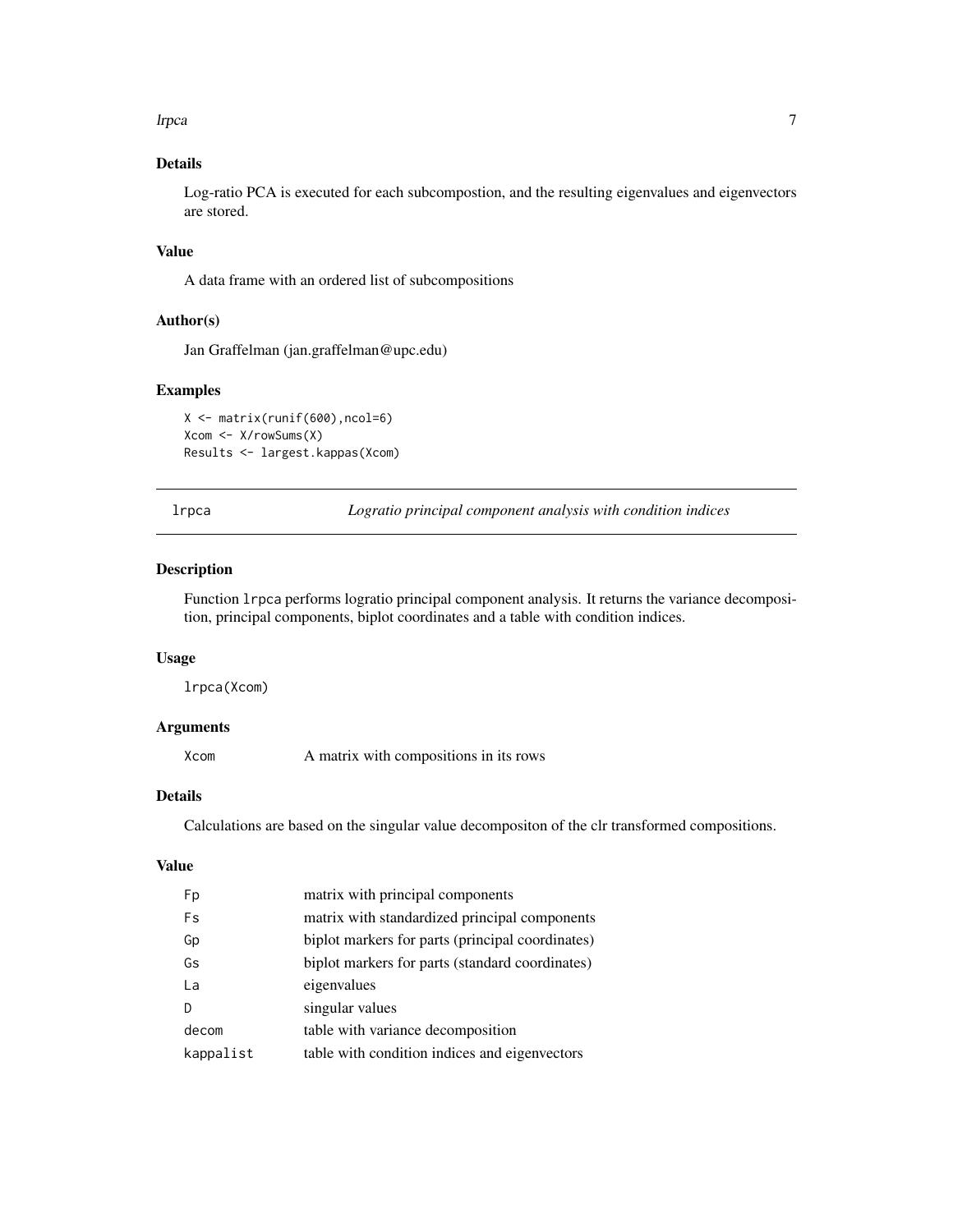### Details

Log-ratio PCA is executed for each subcompostion, and the resulting eigenvalues and eigenvectors are stored.

### Value

A data frame with an ordered list of subcompositions

### Author(s)

Jan Graffelman (jan.graffelman@upc.edu)

### Examples

```
X <- matrix(runif(600),ncol=6)
Xcom <- X/rowSums(X)
Results <- largest.kappas(Xcom)
```

---

## lrpca — *Logratio principal component analysis with condition indices*

---

### Description

Function `lrpca` performs logratio principal component analysis. It returns the variance decomposition, principal components, biplot coordinates and a table with condition indices.

### Usage

```
lrpca(Xcom)
```

### Arguments

| | |
|---|---|
| Xcom | A matrix with compositions in its rows |

### Details

Calculations are based on the singular value decompositon of the clr transformed compositions.

### Value

| | |
|---|---|
| Fp | matrix with principal components |
| Fs | matrix with standardized principal components |
| Gp | biplot markers for parts (principal coordinates) |
| Gs | biplot markers for parts (standard coordinates) |
| La | eigenvalues |
| D | singular values |
| decom | table with variance decomposition |
| kappalist | table with condition indices and eigenvectors |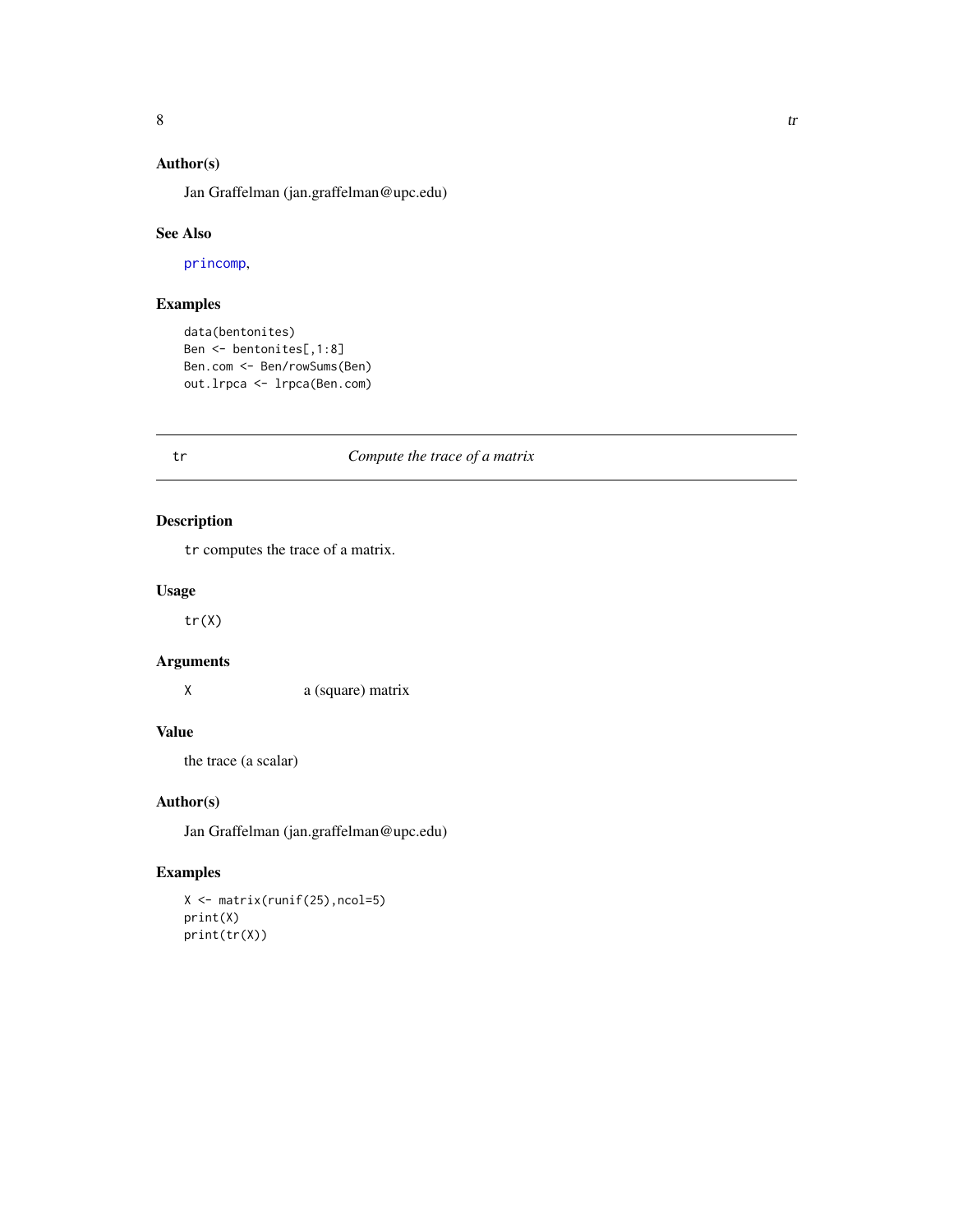### Author(s)

Jan Graffelman (jan.graffelman@upc.edu)

### See Also

princomp,

### Examples

```
data(bentonites)
Ben <- bentonites[,1:8]
Ben.com <- Ben/rowSums(Ben)
out.lrpca <- lrpca(Ben.com)
```

---

## tr *Compute the trace of a matrix*

---

### Description

`tr` computes the trace of a matrix.

### Usage

```
tr(X)
```

### Arguments

| | |
|---|---|
| `X` | a (square) matrix |

### Value

the trace (a scalar)

### Author(s)

Jan Graffelman (jan.graffelman@upc.edu)

### Examples

```
X <- matrix(runif(25),ncol=5)
print(X)
print(tr(X))
```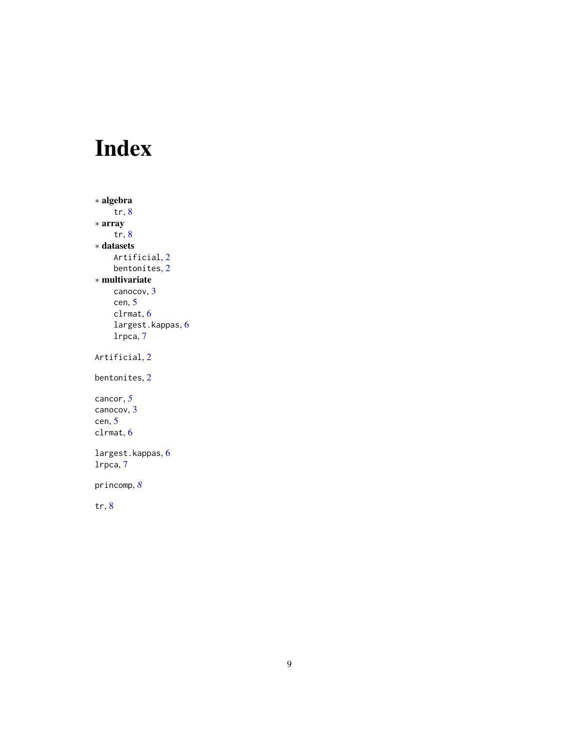# Index

∗ **algebra**
  tr, 8
∗ **array**
  tr, 8
∗ **datasets**
  Artificial, 2
  bentonites, 2
∗ **multivariate**
  canocov, 3
  cen, 5
  clrmat, 6
  largest.kappas, 6
  lrpca, 7

Artificial, 2

bentonites, 2

cancor, *5*
canocov, 3
cen, 5
clrmat, 6

largest.kappas, 6
lrpca, 7

princomp, *8*

tr, 8